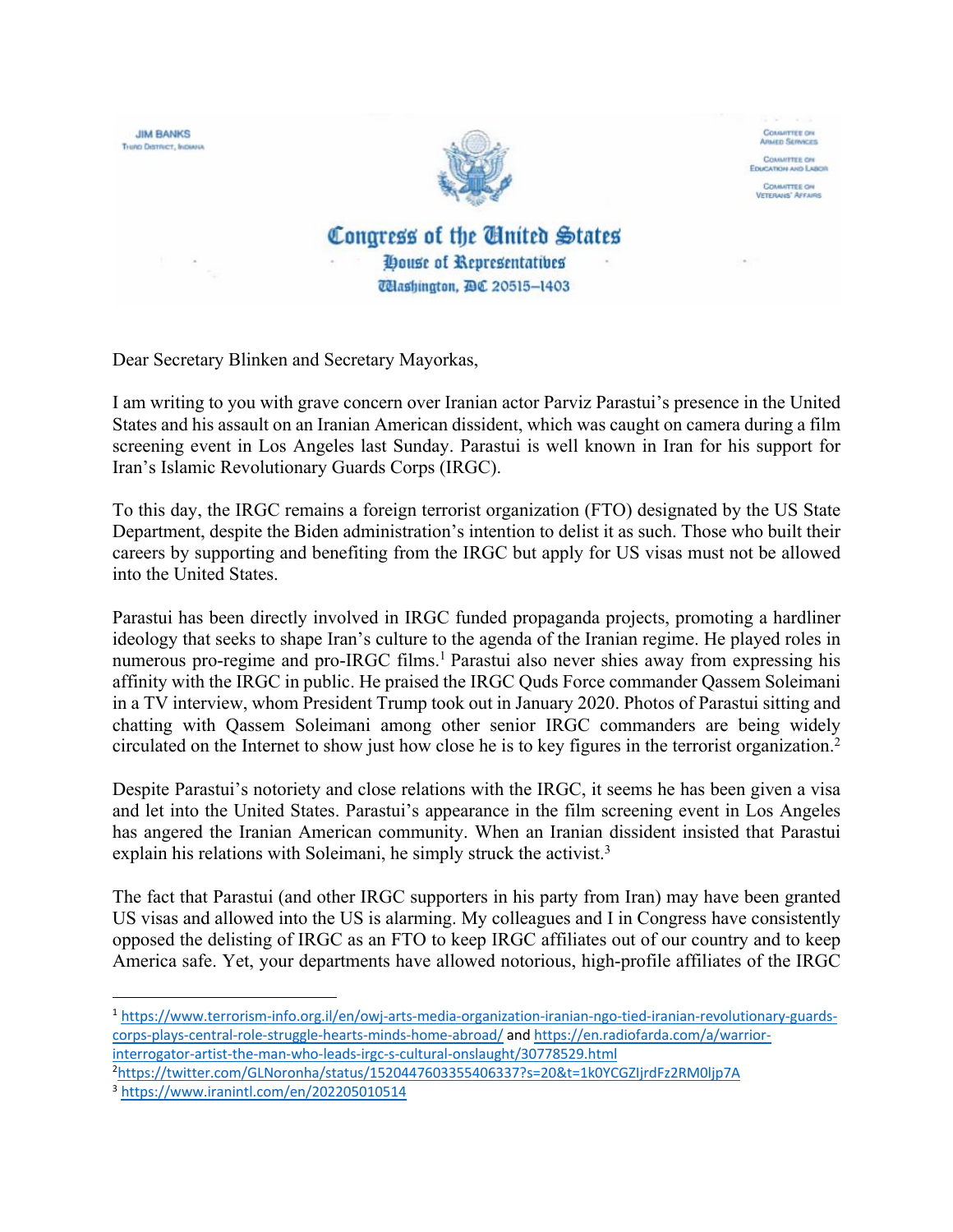JIM BANKS
Third District, Indiana

Committee on Armed Services

Committee on Education and Labor

Committee on Veterans' Affairs

**Congress of the United States**
**House of Representatives**
**Washington, DC 20515–1403**

Dear Secretary Blinken and Secretary Mayorkas,

I am writing to you with grave concern over Iranian actor Parviz Parastui's presence in the United States and his assault on an Iranian American dissident, which was caught on camera during a film screening event in Los Angeles last Sunday. Parastui is well known in Iran for his support for Iran's Islamic Revolutionary Guards Corps (IRGC).

To this day, the IRGC remains a foreign terrorist organization (FTO) designated by the US State Department, despite the Biden administration's intention to delist it as such. Those who built their careers by supporting and benefiting from the IRGC but apply for US visas must not be allowed into the United States.

Parastui has been directly involved in IRGC funded propaganda projects, promoting a hardliner ideology that seeks to shape Iran's culture to the agenda of the Iranian regime. He played roles in numerous pro-regime and pro-IRGC films.[1] Parastui also never shies away from expressing his affinity with the IRGC in public. He praised the IRGC Quds Force commander Qassem Soleimani in a TV interview, whom President Trump took out in January 2020. Photos of Parastui sitting and chatting with Qassem Soleimani among other senior IRGC commanders are being widely circulated on the Internet to show just how close he is to key figures in the terrorist organization.[2]

Despite Parastui's notoriety and close relations with the IRGC, it seems he has been given a visa and let into the United States. Parastui's appearance in the film screening event in Los Angeles has angered the Iranian American community. When an Iranian dissident insisted that Parastui explain his relations with Soleimani, he simply struck the activist.[3]

The fact that Parastui (and other IRGC supporters in his party from Iran) may have been granted US visas and allowed into the US is alarming. My colleagues and I in Congress have consistently opposed the delisting of IRGC as an FTO to keep IRGC affiliates out of our country and to keep America safe. Yet, your departments have allowed notorious, high-profile affiliates of the IRGC

---

[1] https://www.terrorism-info.org.il/en/owj-arts-media-organization-iranian-ngo-tied-iranian-revolutionary-guards-corps-plays-central-role-struggle-hearts-minds-home-abroad/ and https://en.radiofarda.com/a/warrior-interrogator-artist-the-man-who-leads-irgc-s-cultural-onslaught/30778529.html

[2] https://twitter.com/GLNoronha/status/1520447603355406337?s=20&t=1k0YCGZIjrdFz2RM0ljp7A

[3] https://www.iranintl.com/en/202205010514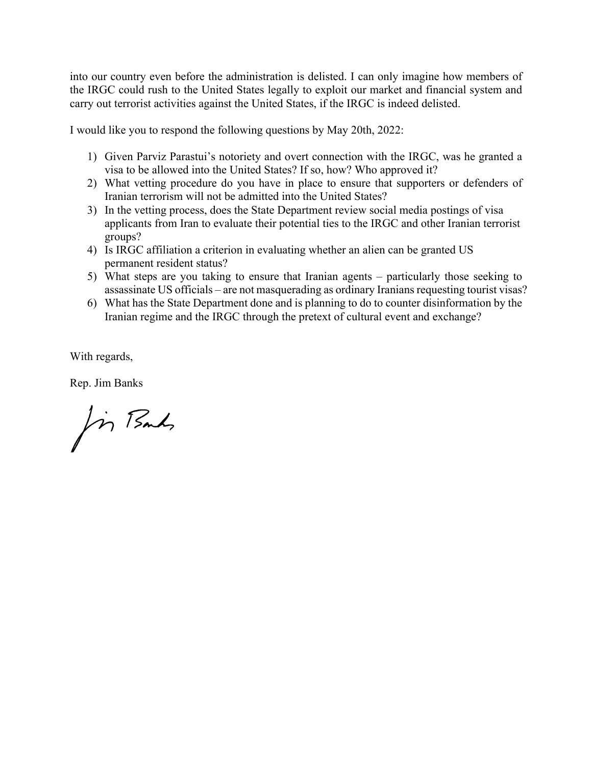into our country even before the administration is delisted. I can only imagine how members of the IRGC could rush to the United States legally to exploit our market and financial system and carry out terrorist activities against the United States, if the IRGC is indeed delisted.

I would like you to respond the following questions by May 20th, 2022:

1) Given Parviz Parastui's notoriety and overt connection with the IRGC, was he granted a visa to be allowed into the United States? If so, how? Who approved it?
2) What vetting procedure do you have in place to ensure that supporters or defenders of Iranian terrorism will not be admitted into the United States?
3) In the vetting process, does the State Department review social media postings of visa applicants from Iran to evaluate their potential ties to the IRGC and other Iranian terrorist groups?
4) Is IRGC affiliation a criterion in evaluating whether an alien can be granted US permanent resident status?
5) What steps are you taking to ensure that Iranian agents – particularly those seeking to assassinate US officials – are not masquerading as ordinary Iranians requesting tourist visas?
6) What has the State Department done and is planning to do to counter disinformation by the Iranian regime and the IRGC through the pretext of cultural event and exchange?

With regards,

Rep. Jim Banks